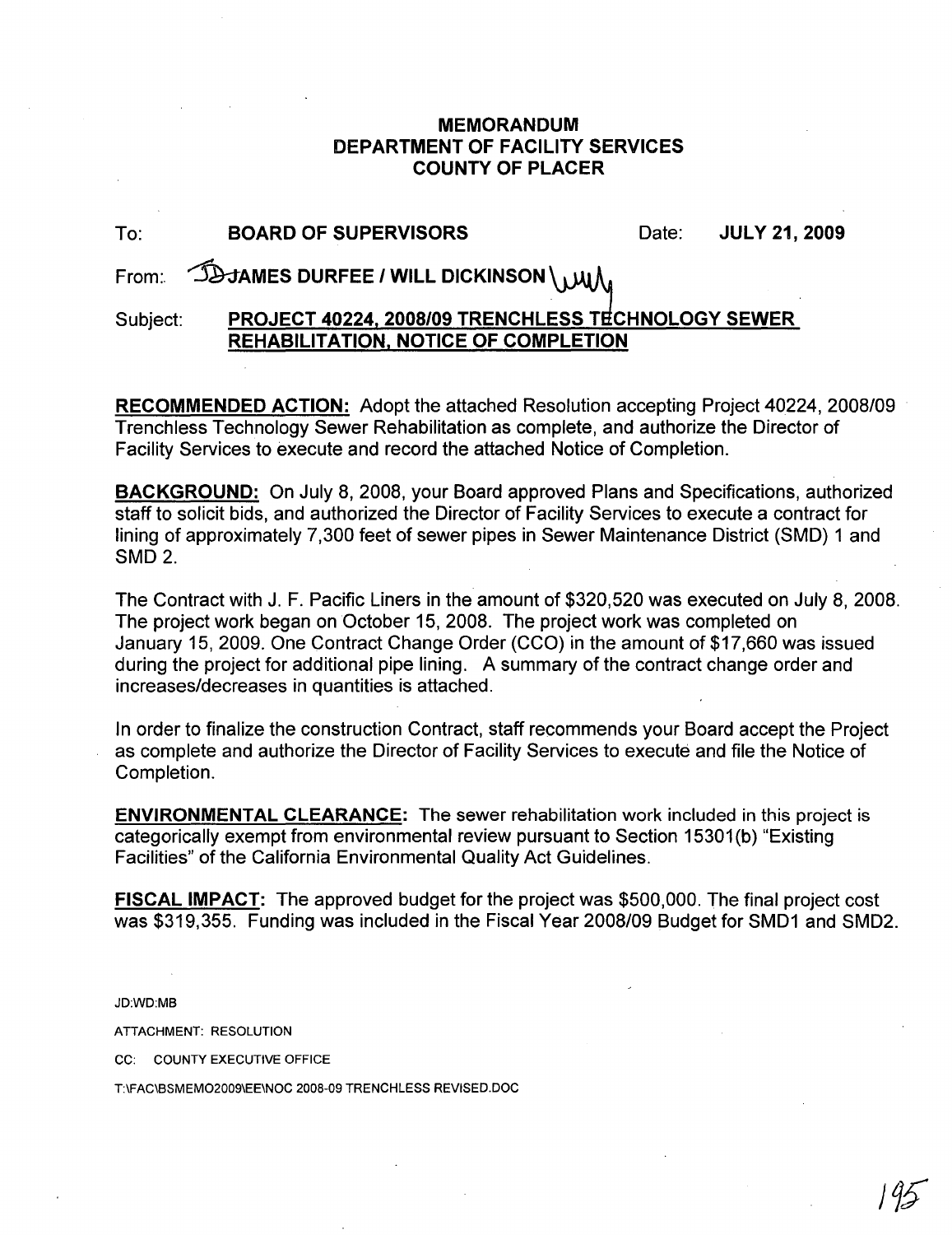# MEMORANDUM
## DEPARTMENT OF FACILITY SERVICES
## COUNTY OF PLACER

To: **BOARD OF SUPERVISORS** Date: **JULY 21, 2009**

From: **JAMES DURFEE / WILL DICKINSON**

Subject: **PROJECT 40224, 2008/09 TRENCHLESS TECHNOLOGY SEWER REHABILITATION, NOTICE OF COMPLETION**

**RECOMMENDED ACTION:** Adopt the attached Resolution accepting Project 40224, 2008/09 Trenchless Technology Sewer Rehabilitation as complete, and authorize the Director of Facility Services to execute and record the attached Notice of Completion.

**BACKGROUND:** On July 8, 2008, your Board approved Plans and Specifications, authorized staff to solicit bids, and authorized the Director of Facility Services to execute a contract for lining of approximately 7,300 feet of sewer pipes in Sewer Maintenance District (SMD) 1 and SMD 2.

The Contract with J. F. Pacific Liners in the amount of $320,520 was executed on July 8, 2008. The project work began on October 15, 2008. The project work was completed on January 15, 2009. One Contract Change Order (CCO) in the amount of $17,660 was issued during the project for additional pipe lining. A summary of the contract change order and increases/decreases in quantities is attached.

In order to finalize the construction Contract, staff recommends your Board accept the Project as complete and authorize the Director of Facility Services to execute and file the Notice of Completion.

**ENVIRONMENTAL CLEARANCE:** The sewer rehabilitation work included in this project is categorically exempt from environmental review pursuant to Section 15301(b) "Existing Facilities" of the California Environmental Quality Act Guidelines.

**FISCAL IMPACT:** The approved budget for the project was $500,000. The final project cost was $319,355. Funding was included in the Fiscal Year 2008/09 Budget for SMD1 and SMD2.

JD:WD:MB

ATTACHMENT: RESOLUTION

CC: COUNTY EXECUTIVE OFFICE

T:\FAC\BSMEMO2009\EE\NOC 2008-09 TRENCHLESS REVISED.DOC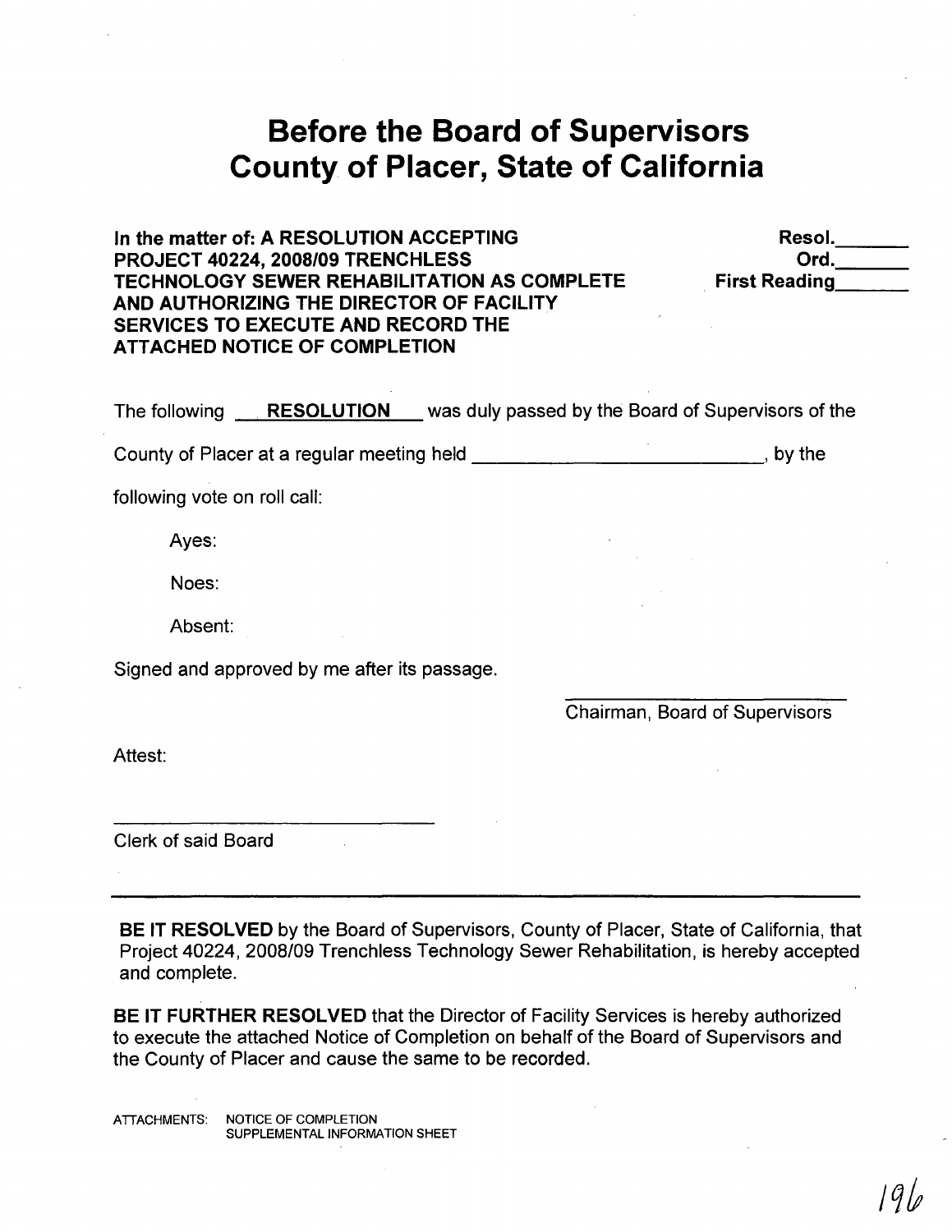# Before the Board of Supervisors
# County of Placer, State of California

**In the matter of: A RESOLUTION ACCEPTING PROJECT 40224, 2008/09 TRENCHLESS TECHNOLOGY SEWER REHABILITATION AS COMPLETE AND AUTHORIZING THE DIRECTOR OF FACILITY SERVICES TO EXECUTE AND RECORD THE ATTACHED NOTICE OF COMPLETION**

**Resol.**\_\_\_\_\_\_
**Ord.**\_\_\_\_\_\_
**First Reading**\_\_\_\_\_\_

The following **RESOLUTION** was duly passed by the Board of Supervisors of the County of Placer at a regular meeting held \_\_\_\_\_\_\_\_\_\_\_\_\_\_\_\_\_\_\_\_\_\_\_\_, by the following vote on roll call:

Ayes:

Noes:

Absent:

Signed and approved by me after its passage.

\_\_\_\_\_\_\_\_\_\_\_\_\_\_\_\_\_\_\_\_\_\_\_\_
Chairman, Board of Supervisors

Attest:

\_\_\_\_\_\_\_\_\_\_\_\_\_\_\_\_\_\_\_\_\_\_\_\_
Clerk of said Board

---

**BE IT RESOLVED** by the Board of Supervisors, County of Placer, State of California, that Project 40224, 2008/09 Trenchless Technology Sewer Rehabilitation, is hereby accepted and complete.

**BE IT FURTHER RESOLVED** that the Director of Facility Services is hereby authorized to execute the attached Notice of Completion on behalf of the Board of Supervisors and the County of Placer and cause the same to be recorded.

ATTACHMENTS: NOTICE OF COMPLETION
SUPPLEMENTAL INFORMATION SHEET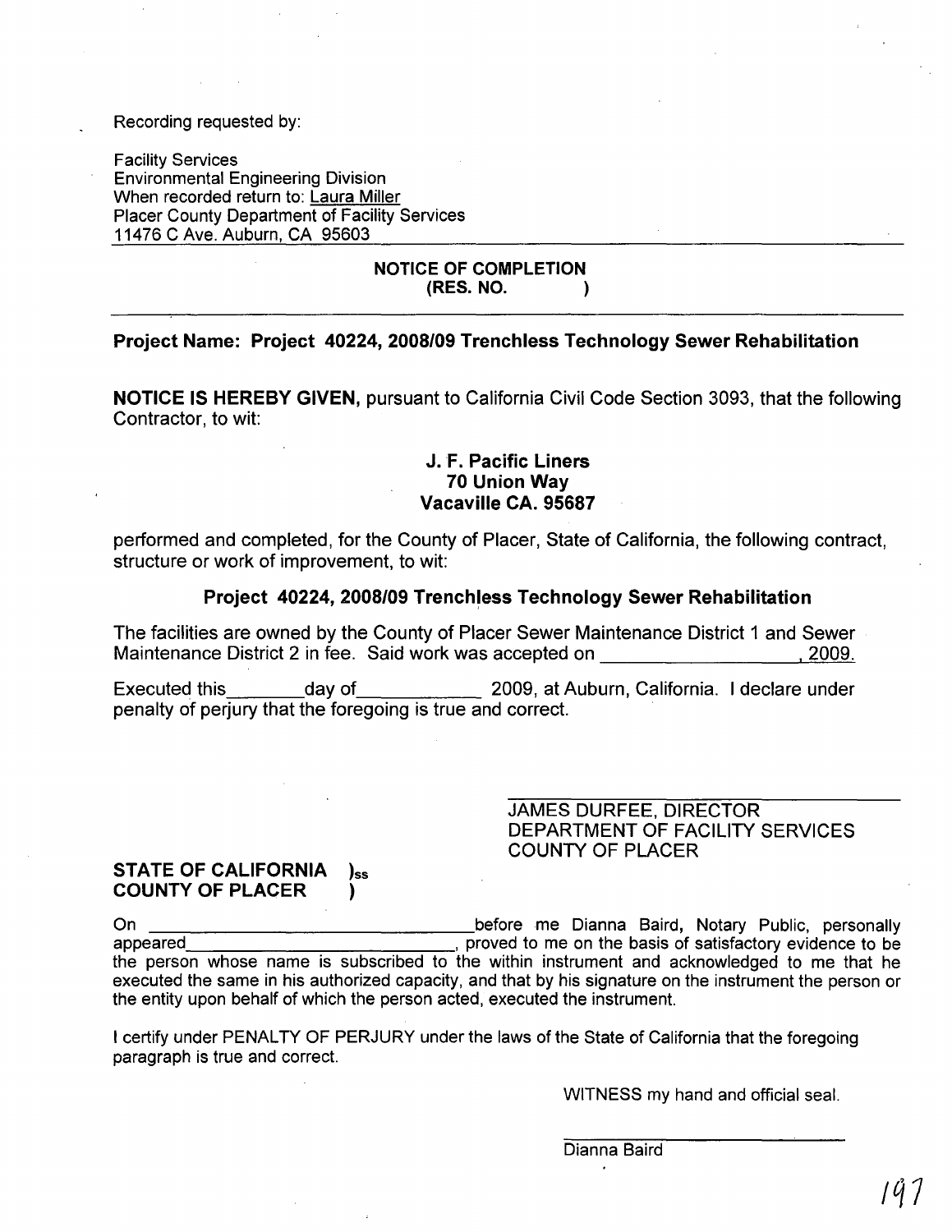Recording requested by:

Facility Services
Environmental Engineering Division
When recorded return to: Laura Miller
Placer County Department of Facility Services
11476 C Ave. Auburn, CA 95603

**NOTICE OF COMPLETION**
**(RES. NO. )**

**Project Name: Project 40224, 2008/09 Trenchless Technology Sewer Rehabilitation**

**NOTICE IS HEREBY GIVEN,** pursuant to California Civil Code Section 3093, that the following Contractor, to wit:

**J. F. Pacific Liners**
**70 Union Way**
**Vacaville CA. 95687**

performed and completed, for the County of Placer, State of California, the following contract, structure or work of improvement, to wit:

**Project 40224, 2008/09 Trenchless Technology Sewer Rehabilitation**

The facilities are owned by the County of Placer Sewer Maintenance District 1 and Sewer Maintenance District 2 in fee. Said work was accepted on \_\_\_\_\_\_\_\_\_\_\_\_\_\_\_\_\_\_\_, 2009.

Executed this\_\_\_\_\_\_\_\_day of\_\_\_\_\_\_\_\_\_\_\_\_ 2009, at Auburn, California. I declare under penalty of perjury that the foregoing is true and correct.

\_\_\_\_\_\_\_\_\_\_\_\_\_\_\_\_\_\_\_\_\_\_\_\_\_\_\_\_\_\_\_\_
JAMES DURFEE, DIRECTOR
DEPARTMENT OF FACILITY SERVICES
COUNTY OF PLACER

**STATE OF CALIFORNIA )ss**
**COUNTY OF PLACER )**

On \_\_\_\_\_\_\_\_\_\_\_\_\_\_\_\_\_\_\_\_\_\_\_\_\_\_\_\_\_\_\_before me Dianna Baird, Notary Public, personally appeared\_\_\_\_\_\_\_\_\_\_\_\_\_\_\_\_\_\_\_\_\_\_\_\_\_\_\_\_, proved to me on the basis of satisfactory evidence to be the person whose name is subscribed to the within instrument and acknowledged to me that he executed the same in his authorized capacity, and that by his signature on the instrument the person or the entity upon behalf of which the person acted, executed the instrument.

I certify under PENALTY OF PERJURY under the laws of the State of California that the foregoing paragraph is true and correct.

WITNESS my hand and official seal.

\_\_\_\_\_\_\_\_\_\_\_\_\_\_\_\_\_\_\_\_\_\_\_\_\_\_
Dianna Baird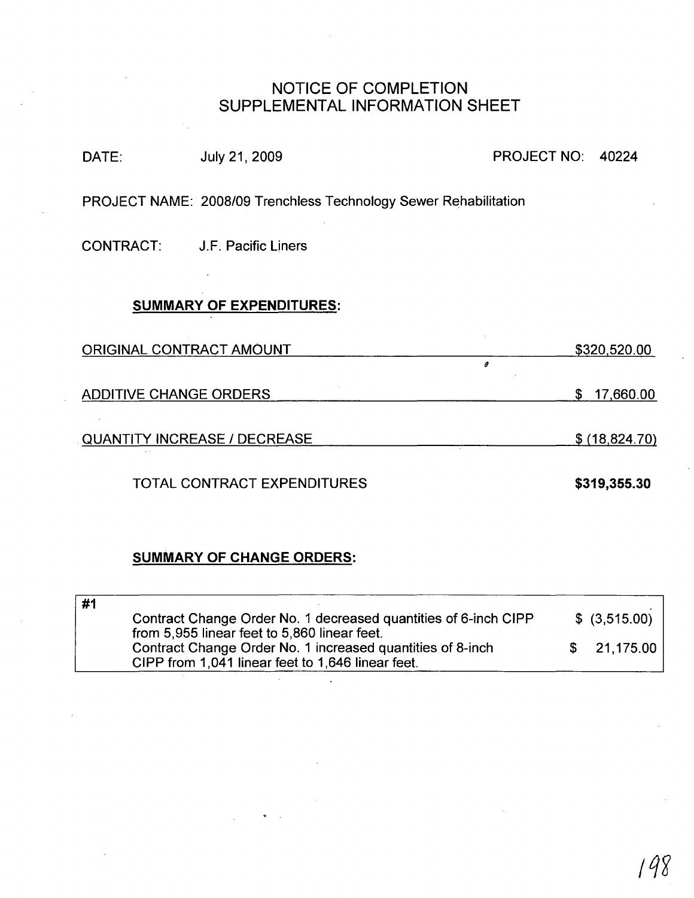# NOTICE OF COMPLETION
# SUPPLEMENTAL INFORMATION SHEET

DATE: July 21, 2009 PROJECT NO: 40224

PROJECT NAME: 2008/09 Trenchless Technology Sewer Rehabilitation

CONTRACT: J.F. Pacific Liners

## SUMMARY OF EXPENDITURES:

| | |
|---|---|
| ORIGINAL CONTRACT AMOUNT | $320,520.00 |
| ADDITIVE CHANGE ORDERS | $ 17,660.00 |
| QUANTITY INCREASE / DECREASE | $ (18,824.70) |
| **TOTAL CONTRACT EXPENDITURES** | **$319,355.30** |

## SUMMARY OF CHANGE ORDERS:

| | | |
|---|---|---|
| #1 | Contract Change Order No. 1 decreased quantities of 6-inch CIPP from 5,955 linear feet to 5,860 linear feet. | $ (3,515.00) |
| | Contract Change Order No. 1 increased quantities of 8-inch CIPP from 1,041 linear feet to 1,646 linear feet. | $ 21,175.00 |